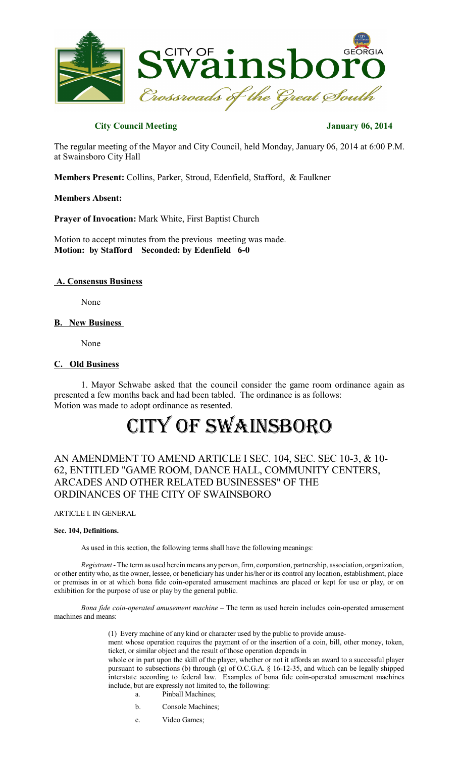**City Council Meeting** **January 06, 2014**

The regular meeting of the Mayor and City Council, held Monday, January 06, 2014 at 6:00 P.M. at Swainsboro City Hall

**Members Present:** Collins, Parker, Stroud, Edenfield, Stafford, & Faulkner

**Members Absent:**

**Prayer of Invocation:** Mark White, First Baptist Church

Motion to accept minutes from the previous meeting was made.
**Motion: by Stafford Seconded: by Edenfield 6-0**

## A. Consensus Business

None

## B. New Business

None

## C. Old Business

1. Mayor Schwabe asked that the council consider the game room ordinance again as presented a few months back and had been tabled. The ordinance is as follows:
Motion was made to adopt ordinance as resented.

# CITY OF SWAINSBORO

## AN AMENDMENT TO AMEND ARTICLE I SEC. 104, SEC. SEC 10-3, & 10-62, ENTITLED "GAME ROOM, DANCE HALL, COMMUNITY CENTERS, ARCADES AND OTHER RELATED BUSINESSES" OF THE ORDINANCES OF THE CITY OF SWAINSBORO

ARTICLE I. IN GENERAL

**Sec. 104, Definitions.**

As used in this section, the following terms shall have the following meanings:

*Registrant* - The term as used herein means any person, firm, corporation, partnership, association, organization, or other entity who, as the owner, lessee, or beneficiary has under his/her or its control any location, establishment, place or premises in or at which bona fide coin-operated amusement machines are placed or kept for use or play, or on exhibition for the purpose of use or play by the general public.

*Bona fide coin-operated amusement machine* – The term as used herein includes coin-operated amusement machines and means:

(1) Every machine of any kind or character used by the public to provide amusement whose operation requires the payment of or the insertion of a coin, bill, other money, token, ticket, or similar object and the result of those operation depends in whole or in part upon the skill of the player, whether or not it affords an award to a successful player pursuant to subsections (b) through (g) of O.C.G.A. § 16-12-35, and which can be legally shipped interstate according to federal law. Examples of bona fide coin-operated amusement machines include, but are expressly not limited to, the following:

a. Pinball Machines;

b. Console Machines;

c. Video Games;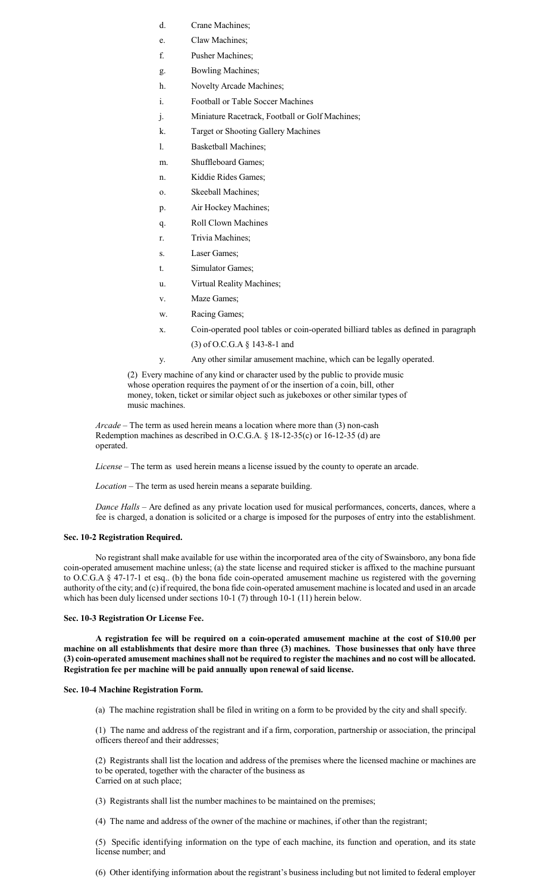d. Crane Machines;

e. Claw Machines;

f. Pusher Machines;

g. Bowling Machines;

h. Novelty Arcade Machines;

i. Football or Table Soccer Machines

j. Miniature Racetrack, Football or Golf Machines;

k. Target or Shooting Gallery Machines

l. Basketball Machines;

m. Shuffleboard Games;

n. Kiddie Rides Games;

o. Skeeball Machines;

p. Air Hockey Machines;

q. Roll Clown Machines

r. Trivia Machines;

s. Laser Games;

t. Simulator Games;

u. Virtual Reality Machines;

v. Maze Games;

w. Racing Games;

x. Coin-operated pool tables or coin-operated billiard tables as defined in paragraph (3) of O.C.G.A § 143-8-1 and

y. Any other similar amusement machine, which can be legally operated.

(2) Every machine of any kind or character used by the public to provide music whose operation requires the payment of or the insertion of a coin, bill, other money, token, ticket or similar object such as jukeboxes or other similar types of music machines.

*Arcade* – The term as used herein means a location where more than (3) non-cash Redemption machines as described in O.C.G.A. § 18-12-35(c) or 16-12-35 (d) are operated.

*License* – The term as used herein means a license issued by the county to operate an arcade.

*Location* – The term as used herein means a separate building.

*Dance Halls* – Are defined as any private location used for musical performances, concerts, dances, where a fee is charged, a donation is solicited or a charge is imposed for the purposes of entry into the establishment.

**Sec. 10-2 Registration Required.**

No registrant shall make available for use within the incorporated area of the city of Swainsboro, any bona fide coin-operated amusement machine unless; (a) the state license and required sticker is affixed to the machine pursuant to O.C.G.A § 47-17-1 et esq.. (b) the bona fide coin-operated amusement machine us registered with the governing authority of the city; and (c) if required, the bona fide coin-operated amusement machine is located and used in an arcade which has been duly licensed under sections 10-1 (7) through 10-1 (11) herein below.

**Sec. 10-3 Registration Or License Fee.**

**A registration fee will be required on a coin-operated amusement machine at the cost of $10.00 per machine on all establishments that desire more than three (3) machines. Those businesses that only have three (3) coin-operated amusement machines shall not be required to register the machines and no cost will be allocated. Registration fee per machine will be paid annually upon renewal of said license.**

**Sec. 10-4 Machine Registration Form.**

(a) The machine registration shall be filed in writing on a form to be provided by the city and shall specify.

(1) The name and address of the registrant and if a firm, corporation, partnership or association, the principal officers thereof and their addresses;

(2) Registrants shall list the location and address of the premises where the licensed machine or machines are to be operated, together with the character of the business as Carried on at such place;

(3) Registrants shall list the number machines to be maintained on the premises;

(4) The name and address of the owner of the machine or machines, if other than the registrant;

(5) Specific identifying information on the type of each machine, its function and operation, and its state license number; and

(6) Other identifying information about the registrant's business including but not limited to federal employer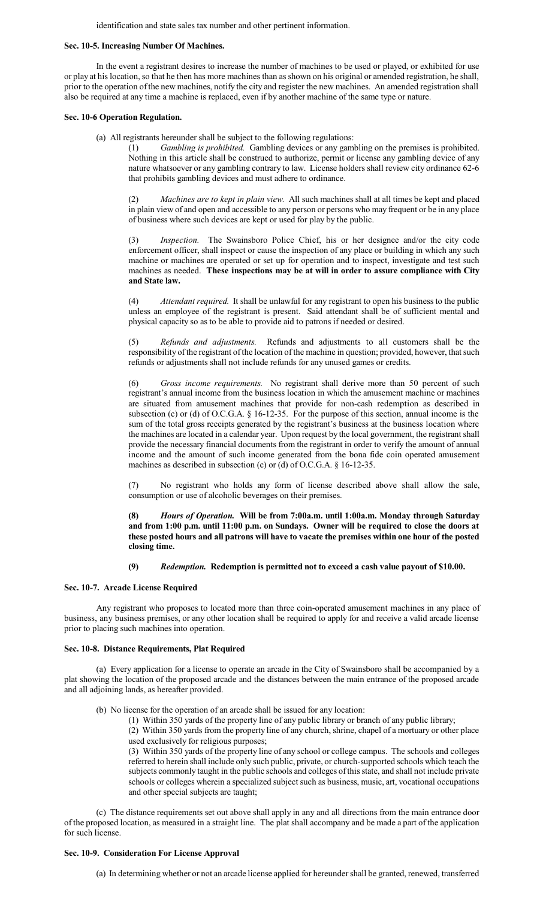identification and state sales tax number and other pertinent information.

**Sec. 10-5. Increasing Number Of Machines.**

In the event a registrant desires to increase the number of machines to be used or played, or exhibited for use or play at his location, so that he then has more machines than as shown on his original or amended registration, he shall, prior to the operation of the new machines, notify the city and register the new machines. An amended registration shall also be required at any time a machine is replaced, even if by another machine of the same type or nature.

**Sec. 10-6 Operation Regulation.**

(a) All registrants hereunder shall be subject to the following regulations:

(1) *Gambling is prohibited.* Gambling devices or any gambling on the premises is prohibited. Nothing in this article shall be construed to authorize, permit or license any gambling device of any nature whatsoever or any gambling contrary to law. License holders shall review city ordinance 62-6 that prohibits gambling devices and must adhere to ordinance.

(2) *Machines are to kept in plain view.* All such machines shall at all times be kept and placed in plain view of and open and accessible to any person or persons who may frequent or be in any place of business where such devices are kept or used for play by the public.

(3) *Inspection.* The Swainsboro Police Chief, his or her designee and/or the city code enforcement officer, shall inspect or cause the inspection of any place or building in which any such machine or machines are operated or set up for operation and to inspect, investigate and test such machines as needed. **These inspections may be at will in order to assure compliance with City and State law.**

(4) *Attendant required.* It shall be unlawful for any registrant to open his business to the public unless an employee of the registrant is present. Said attendant shall be of sufficient mental and physical capacity so as to be able to provide aid to patrons if needed or desired.

(5) *Refunds and adjustments.* Refunds and adjustments to all customers shall be the responsibility of the registrant of the location of the machine in question; provided, however, that such refunds or adjustments shall not include refunds for any unused games or credits.

(6) *Gross income requirements.* No registrant shall derive more than 50 percent of such registrant's annual income from the business location in which the amusement machine or machines are situated from amusement machines that provide for non-cash redemption as described in subsection (c) or (d) of O.C.G.A. § 16-12-35. For the purpose of this section, annual income is the sum of the total gross receipts generated by the registrant's business at the business location where the machines are located in a calendar year. Upon request by the local government, the registrant shall provide the necessary financial documents from the registrant in order to verify the amount of annual income and the amount of such income generated from the bona fide coin operated amusement machines as described in subsection (c) or (d) of O.C.G.A. § 16-12-35.

(7) No registrant who holds any form of license described above shall allow the sale, consumption or use of alcoholic beverages on their premises.

**(8) *Hours of Operation.* Will be from 7:00a.m. until 1:00a.m. Monday through Saturday and from 1:00 p.m. until 11:00 p.m. on Sundays. Owner will be required to close the doors at these posted hours and all patrons will have to vacate the premises within one hour of the posted closing time.**

**(9) *Redemption.* Redemption is permitted not to exceed a cash value payout of $10.00.**

**Sec. 10-7. Arcade License Required**

Any registrant who proposes to located more than three coin-operated amusement machines in any place of business, any business premises, or any other location shall be required to apply for and receive a valid arcade license prior to placing such machines into operation.

**Sec. 10-8. Distance Requirements, Plat Required**

(a) Every application for a license to operate an arcade in the City of Swainsboro shall be accompanied by a plat showing the location of the proposed arcade and the distances between the main entrance of the proposed arcade and all adjoining lands, as hereafter provided.

(b) No license for the operation of an arcade shall be issued for any location:

(1) Within 350 yards of the property line of any public library or branch of any public library;

(2) Within 350 yards from the property line of any church, shrine, chapel of a mortuary or other place used exclusively for religious purposes;

(3) Within 350 yards of the property line of any school or college campus. The schools and colleges referred to herein shall include only such public, private, or church-supported schools which teach the subjects commonly taught in the public schools and colleges of this state, and shall not include private schools or colleges wherein a specialized subject such as business, music, art, vocational occupations and other special subjects are taught;

(c) The distance requirements set out above shall apply in any and all directions from the main entrance door of the proposed location, as measured in a straight line. The plat shall accompany and be made a part of the application for such license.

**Sec. 10-9. Consideration For License Approval**

(a) In determining whether or not an arcade license applied for hereunder shall be granted, renewed, transferred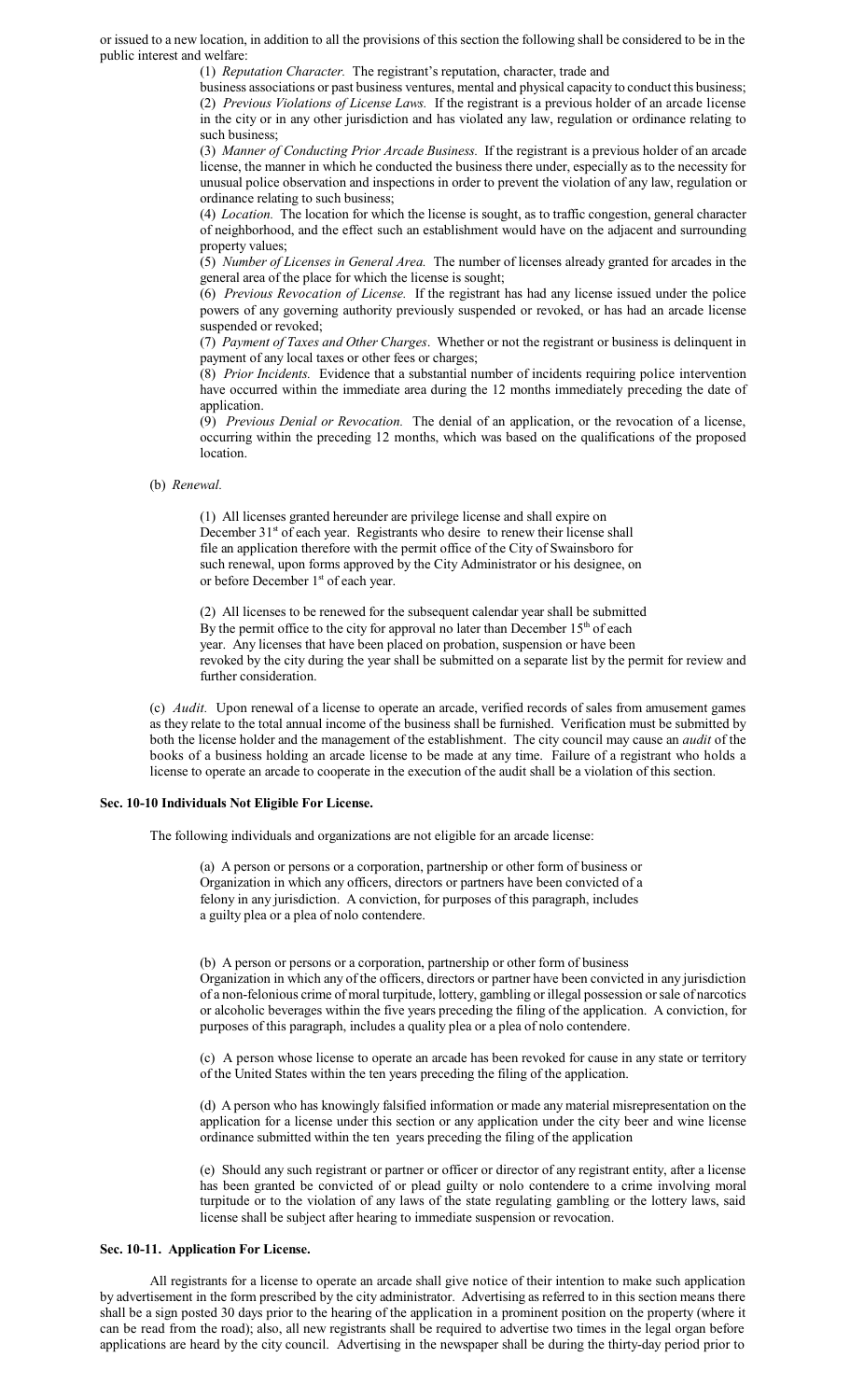or issued to a new location, in addition to all the provisions of this section the following shall be considered to be in the public interest and welfare:

(1) *Reputation Character.* The registrant's reputation, character, trade and business associations or past business ventures, mental and physical capacity to conduct this business;

(2) *Previous Violations of License Laws.* If the registrant is a previous holder of an arcade license in the city or in any other jurisdiction and has violated any law, regulation or ordinance relating to such business;

(3) *Manner of Conducting Prior Arcade Business.* If the registrant is a previous holder of an arcade license, the manner in which he conducted the business there under, especially as to the necessity for unusual police observation and inspections in order to prevent the violation of any law, regulation or ordinance relating to such business;

(4) *Location.* The location for which the license is sought, as to traffic congestion, general character of neighborhood, and the effect such an establishment would have on the adjacent and surrounding property values;

(5) *Number of Licenses in General Area.* The number of licenses already granted for arcades in the general area of the place for which the license is sought;

(6) *Previous Revocation of License.* If the registrant has had any license issued under the police powers of any governing authority previously suspended or revoked, or has had an arcade license suspended or revoked;

(7) *Payment of Taxes and Other Charges*. Whether or not the registrant or business is delinquent in payment of any local taxes or other fees or charges;

(8) *Prior Incidents.* Evidence that a substantial number of incidents requiring police intervention have occurred within the immediate area during the 12 months immediately preceding the date of application.

(9) *Previous Denial or Revocation.* The denial of an application, or the revocation of a license, occurring within the preceding 12 months, which was based on the qualifications of the proposed location.

(b) *Renewal.*

(1) All licenses granted hereunder are privilege license and shall expire on December 31st of each year. Registrants who desire to renew their license shall file an application therefore with the permit office of the City of Swainsboro for such renewal, upon forms approved by the City Administrator or his designee, on or before December 1st of each year.

(2) All licenses to be renewed for the subsequent calendar year shall be submitted By the permit office to the city for approval no later than December 15th of each year. Any licenses that have been placed on probation, suspension or have been revoked by the city during the year shall be submitted on a separate list by the permit for review and further consideration.

(c) *Audit.* Upon renewal of a license to operate an arcade, verified records of sales from amusement games as they relate to the total annual income of the business shall be furnished. Verification must be submitted by both the license holder and the management of the establishment. The city council may cause an *audit* of the books of a business holding an arcade license to be made at any time. Failure of a registrant who holds a license to operate an arcade to cooperate in the execution of the audit shall be a violation of this section.

**Sec. 10-10 Individuals Not Eligible For License.**

The following individuals and organizations are not eligible for an arcade license:

(a) A person or persons or a corporation, partnership or other form of business or Organization in which any officers, directors or partners have been convicted of a felony in any jurisdiction. A conviction, for purposes of this paragraph, includes a guilty plea or a plea of nolo contendere.

(b) A person or persons or a corporation, partnership or other form of business Organization in which any of the officers, directors or partner have been convicted in any jurisdiction of a non-felonious crime of moral turpitude, lottery, gambling or illegal possession or sale of narcotics or alcoholic beverages within the five years preceding the filing of the application. A conviction, for purposes of this paragraph, includes a quality plea or a plea of nolo contendere.

(c) A person whose license to operate an arcade has been revoked for cause in any state or territory of the United States within the ten years preceding the filing of the application.

(d) A person who has knowingly falsified information or made any material misrepresentation on the application for a license under this section or any application under the city beer and wine license ordinance submitted within the ten years preceding the filing of the application

(e) Should any such registrant or partner or officer or director of any registrant entity, after a license has been granted be convicted of or plead guilty or nolo contendere to a crime involving moral turpitude or to the violation of any laws of the state regulating gambling or the lottery laws, said license shall be subject after hearing to immediate suspension or revocation.

**Sec. 10-11. Application For License.**

All registrants for a license to operate an arcade shall give notice of their intention to make such application by advertisement in the form prescribed by the city administrator. Advertising as referred to in this section means there shall be a sign posted 30 days prior to the hearing of the application in a prominent position on the property (where it can be read from the road); also, all new registrants shall be required to advertise two times in the legal organ before applications are heard by the city council. Advertising in the newspaper shall be during the thirty-day period prior to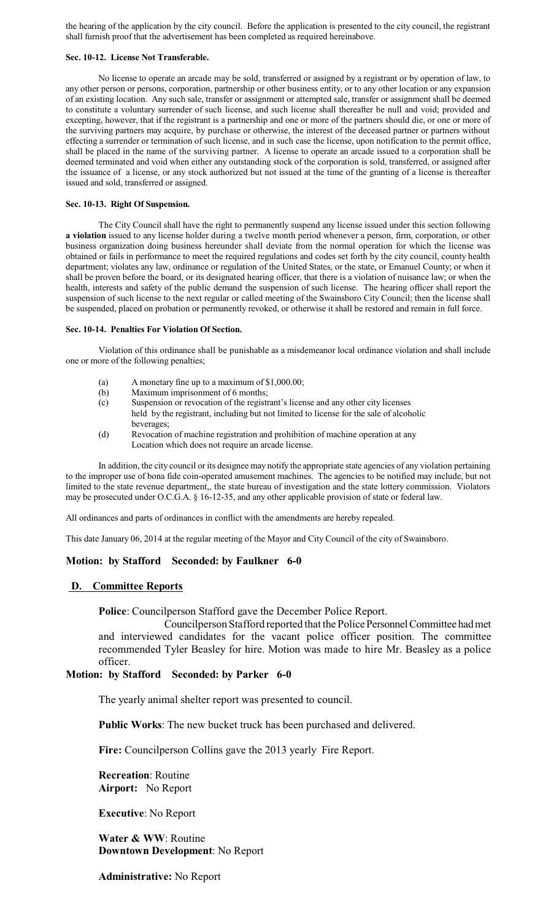the hearing of the application by the city council. Before the application is presented to the city council, the registrant shall furnish proof that the advertisement has been completed as required hereinabove.

**Sec. 10-12. License Not Transferable.**

No license to operate an arcade may be sold, transferred or assigned by a registrant or by operation of law, to any other person or persons, corporation, partnership or other business entity, or to any other location or any expansion of an existing location. Any such sale, transfer or assignment or attempted sale, transfer or assignment shall be deemed to constitute a voluntary surrender of such license, and such license shall thereafter be null and void; provided and excepting, however, that if the registrant is a partnership and one or more of the partners should die, or one or more of the surviving partners may acquire, by purchase or otherwise, the interest of the deceased partner or partners without effecting a surrender or termination of such license, and in such case the license, upon notification to the permit office, shall be placed in the name of the surviving partner. A license to operate an arcade issued to a corporation shall be deemed terminated and void when either any outstanding stock of the corporation is sold, transferred, or assigned after the issuance of a license, or any stock authorized but not issued at the time of the granting of a license is thereafter issued and sold, transferred or assigned.

**Sec. 10-13. Right Of Suspension.**

The City Council shall have the right to permanently suspend any license issued under this section following **a violation** issued to any license holder during a twelve month period whenever a person, firm, corporation, or other business organization doing business hereunder shall deviate from the normal operation for which the license was obtained or fails in performance to meet the required regulations and codes set forth by the city council, county health department; violates any law, ordinance or regulation of the United States, or the state, or Emanuel County; or when it shall be proven before the board, or its designated hearing officer, that there is a violation of nuisance law; or when the health, interests and safety of the public demand the suspension of such license. The hearing officer shall report the suspension of such license to the next regular or called meeting of the Swainsboro City Council; then the license shall be suspended, placed on probation or permanently revoked, or otherwise it shall be restored and remain in full force.

**Sec. 10-14. Penalties For Violation Of Section.**

Violation of this ordinance shall be punishable as a misdemeanor local ordinance violation and shall include one or more of the following penalties;

(a) A monetary fine up to a maximum of $1,000.00;
(b) Maximum imprisonment of 6 months;
(c) Suspension or revocation of the registrant's license and any other city licenses held by the registrant, including but not limited to license for the sale of alcoholic beverages;
(d) Revocation of machine registration and prohibition of machine operation at any Location which does not require an arcade license.

In addition, the city council or its designee may notify the appropriate state agencies of any violation pertaining to the improper use of bona fide coin-operated amusement machines. The agencies to be notified may include, but not limited to the state revenue department,, the state bureau of investigation and the state lottery commission. Violators may be prosecuted under O.C.G.A. § 16-12-35, and any other applicable provision of state or federal law.

All ordinances and parts of ordinances in conflict with the amendments are hereby repealed.

This date January 06, 2014 at the regular meeting of the Mayor and City Council of the city of Swainsboro.

**Motion: by Stafford Seconded: by Faulkner 6-0**

## D. Committee Reports

**Police**: Councilperson Stafford gave the December Police Report.

Councilperson Stafford reported that the Police Personnel Committee had met and interviewed candidates for the vacant police officer position. The committee recommended Tyler Beasley for hire. Motion was made to hire Mr. Beasley as a police officer.

**Motion: by Stafford Seconded: by Parker 6-0**

The yearly animal shelter report was presented to council.

**Public Works**: The new bucket truck has been purchased and delivered.

**Fire:** Councilperson Collins gave the 2013 yearly Fire Report.

**Recreation**: Routine
**Airport:** No Report

**Executive**: No Report

**Water & WW**: Routine
**Downtown Development**: No Report

**Administrative:** No Report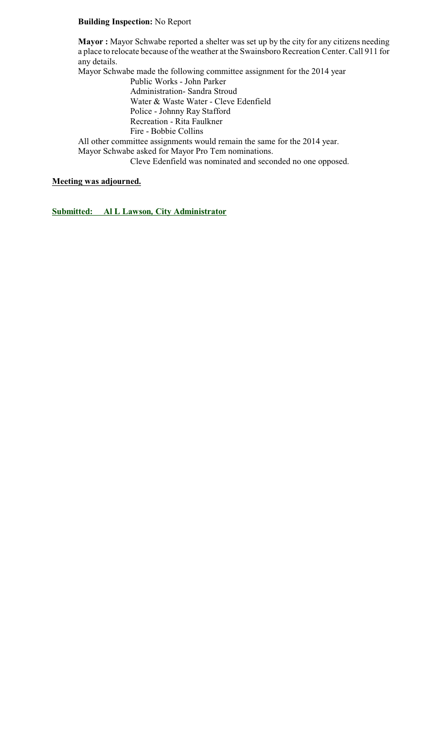**Building Inspection:** No Report

**Mayor :** Mayor Schwabe reported a shelter was set up by the city for any citizens needing a place to relocate because of the weather at the Swainsboro Recreation Center. Call 911 for any details.

Mayor Schwabe made the following committee assignment for the 2014 year

Public Works - John Parker
Administration- Sandra Stroud
Water & Waste Water - Cleve Edenfield
Police - Johnny Ray Stafford
Recreation - Rita Faulkner
Fire - Bobbie Collins

All other committee assignments would remain the same for the 2014 year.

Mayor Schwabe asked for Mayor Pro Tem nominations.

Cleve Edenfield was nominated and seconded no one opposed.

**Meeting was adjourned.**

**Submitted: Al L Lawson, City Administrator**